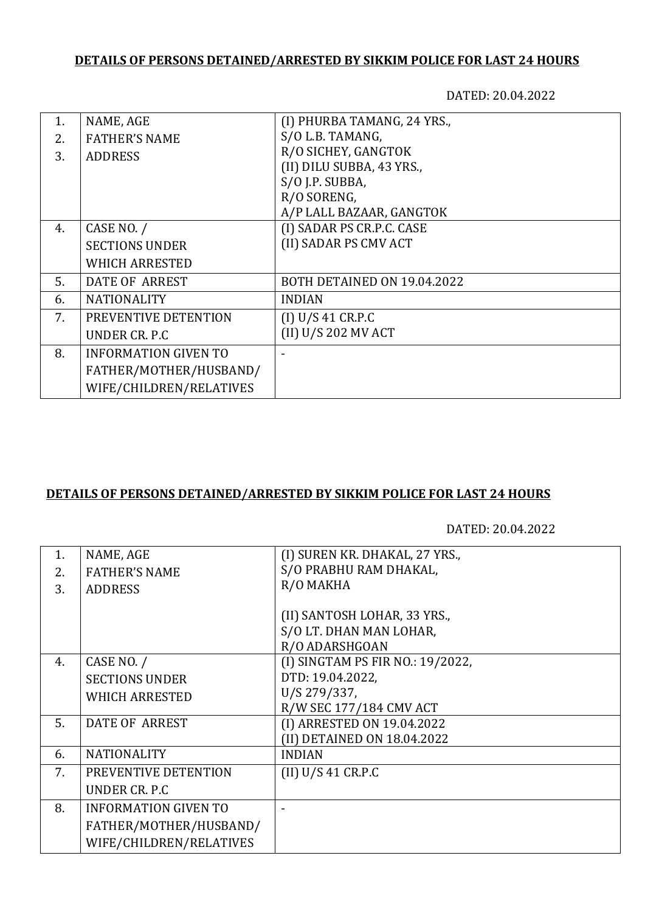## DETAILS OF PERSONS DETAINED/ARRESTED BY SIKKIM POLICE FOR LAST 24 HOURS

DATED: 20.04.2022

| | | |
|---|---|---|
| 1.<br>2.<br>3. | NAME, AGE<br>FATHER'S NAME<br>ADDRESS | (I) PHURBA TAMANG, 24 YRS.,<br>S/O L.B. TAMANG,<br>R/O SICHEY, GANGTOK<br>(II) DILU SUBBA, 43 YRS.,<br>S/O J.P. SUBBA,<br>R/O SORENG,<br>A/P LALL BAZAAR, GANGTOK |
| 4. | CASE NO. /<br>SECTIONS UNDER<br>WHICH ARRESTED | (I) SADAR PS CR.P.C. CASE<br>(II) SADAR PS CMV ACT |
| 5. | DATE OF ARREST | BOTH DETAINED ON 19.04.2022 |
| 6. | NATIONALITY | INDIAN |
| 7. | PREVENTIVE DETENTION<br>UNDER CR. P.C | (I) U/S 41 CR.P.C<br>(II) U/S 202 MV ACT |
| 8. | INFORMATION GIVEN TO<br>FATHER/MOTHER/HUSBAND/<br>WIFE/CHILDREN/RELATIVES | - |

## DETAILS OF PERSONS DETAINED/ARRESTED BY SIKKIM POLICE FOR LAST 24 HOURS

DATED: 20.04.2022

| | | |
|---|---|---|
| 1.<br>2.<br>3. | NAME, AGE<br>FATHER'S NAME<br>ADDRESS | (I) SUREN KR. DHAKAL, 27 YRS.,<br>S/O PRABHU RAM DHAKAL,<br>R/O MAKHA<br><br>(II) SANTOSH LOHAR, 33 YRS.,<br>S/O LT. DHAN MAN LOHAR,<br>R/O ADARSHGOAN |
| 4. | CASE NO. /<br>SECTIONS UNDER<br>WHICH ARRESTED | (I) SINGTAM PS FIR NO.: 19/2022,<br>DTD: 19.04.2022,<br>U/S 279/337,<br>R/W SEC 177/184 CMV ACT |
| 5. | DATE OF ARREST | (I) ARRESTED ON 19.04.2022<br>(II) DETAINED ON 18.04.2022 |
| 6. | NATIONALITY | INDIAN |
| 7. | PREVENTIVE DETENTION<br>UNDER CR. P.C | (II) U/S 41 CR.P.C |
| 8. | INFORMATION GIVEN TO<br>FATHER/MOTHER/HUSBAND/<br>WIFE/CHILDREN/RELATIVES | - |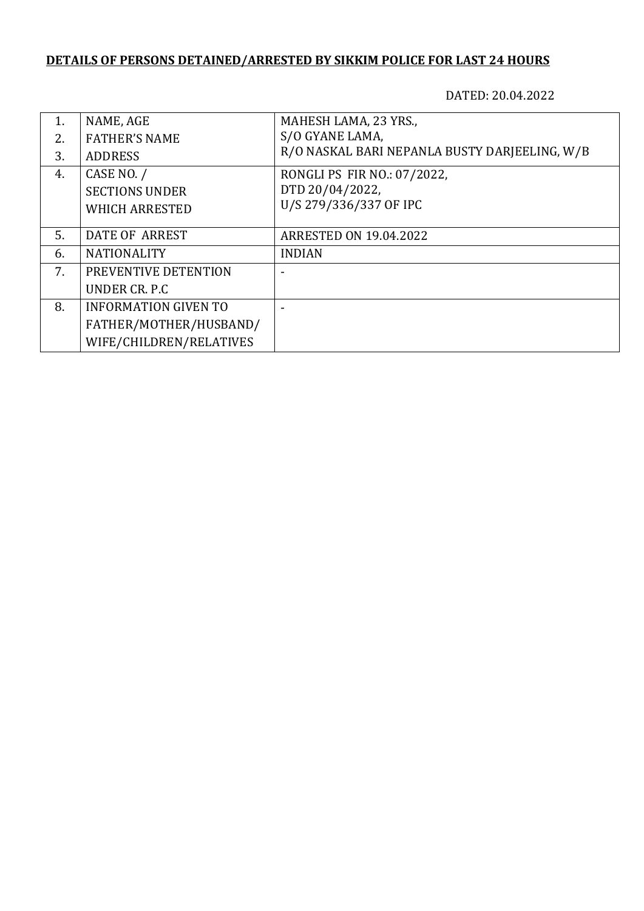**DETAILS OF PERSONS DETAINED/ARRESTED BY SIKKIM POLICE FOR LAST 24 HOURS**

DATED: 20.04.2022

| | | |
|---|---|---|
| 1.<br>2.<br>3. | NAME, AGE<br>FATHER'S NAME<br>ADDRESS | MAHESH LAMA, 23 YRS.,<br>S/O GYANE LAMA,<br>R/O NASKAL BARI NEPANLA BUSTY DARJEELING, W/B |
| 4. | CASE NO. /<br>SECTIONS UNDER<br>WHICH ARRESTED | RONGLI PS FIR NO.: 07/2022,<br>DTD 20/04/2022,<br>U/S 279/336/337 OF IPC |
| 5. | DATE OF ARREST | ARRESTED ON 19.04.2022 |
| 6. | NATIONALITY | INDIAN |
| 7. | PREVENTIVE DETENTION<br>UNDER CR. P.C | - |
| 8. | INFORMATION GIVEN TO<br>FATHER/MOTHER/HUSBAND/<br>WIFE/CHILDREN/RELATIVES | - |